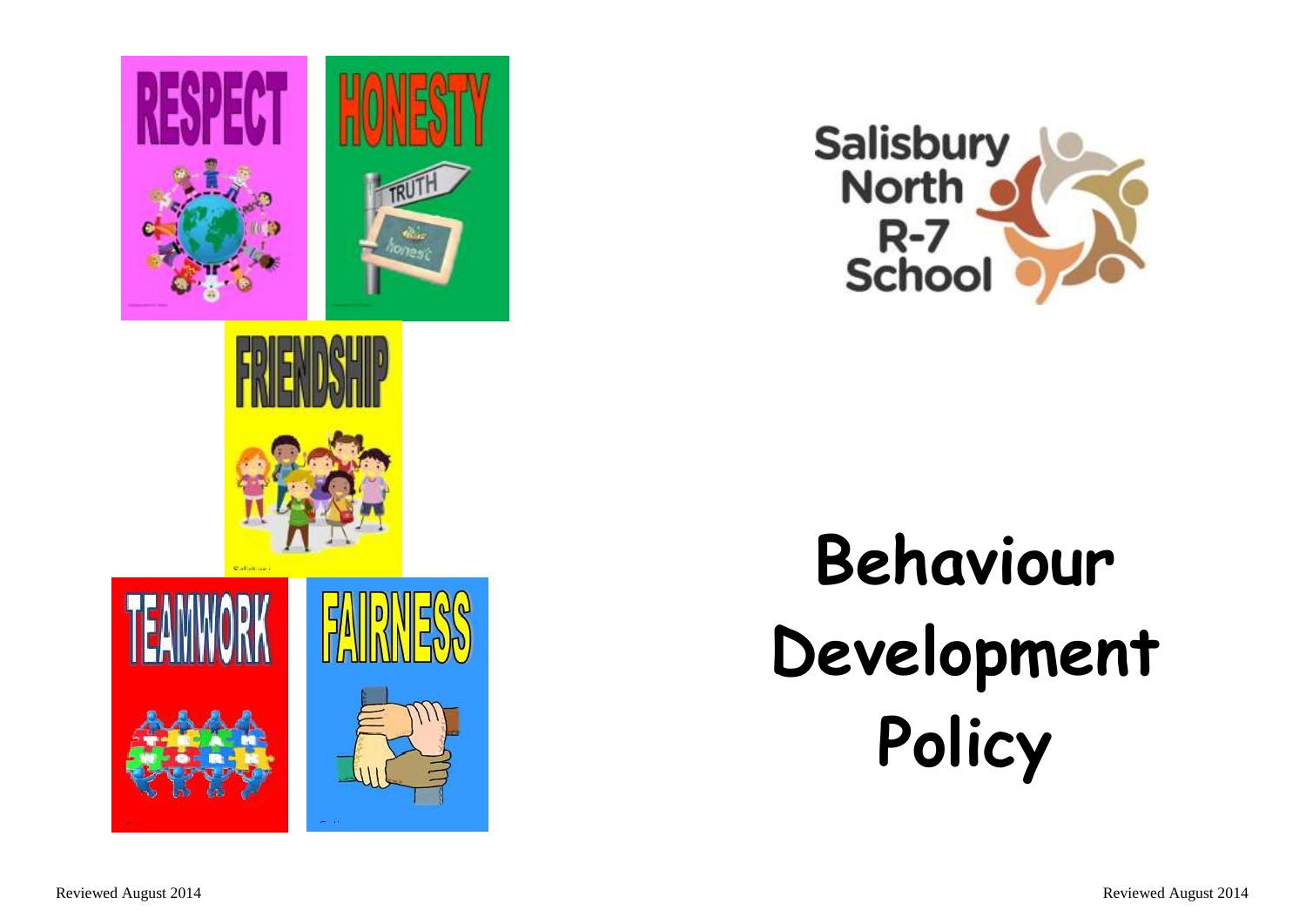RESPECT

HONESTY

FRIENDSHIP

TEAMWORK

FAIRNESS

Salisbury North R-7 School

# Behaviour Development Policy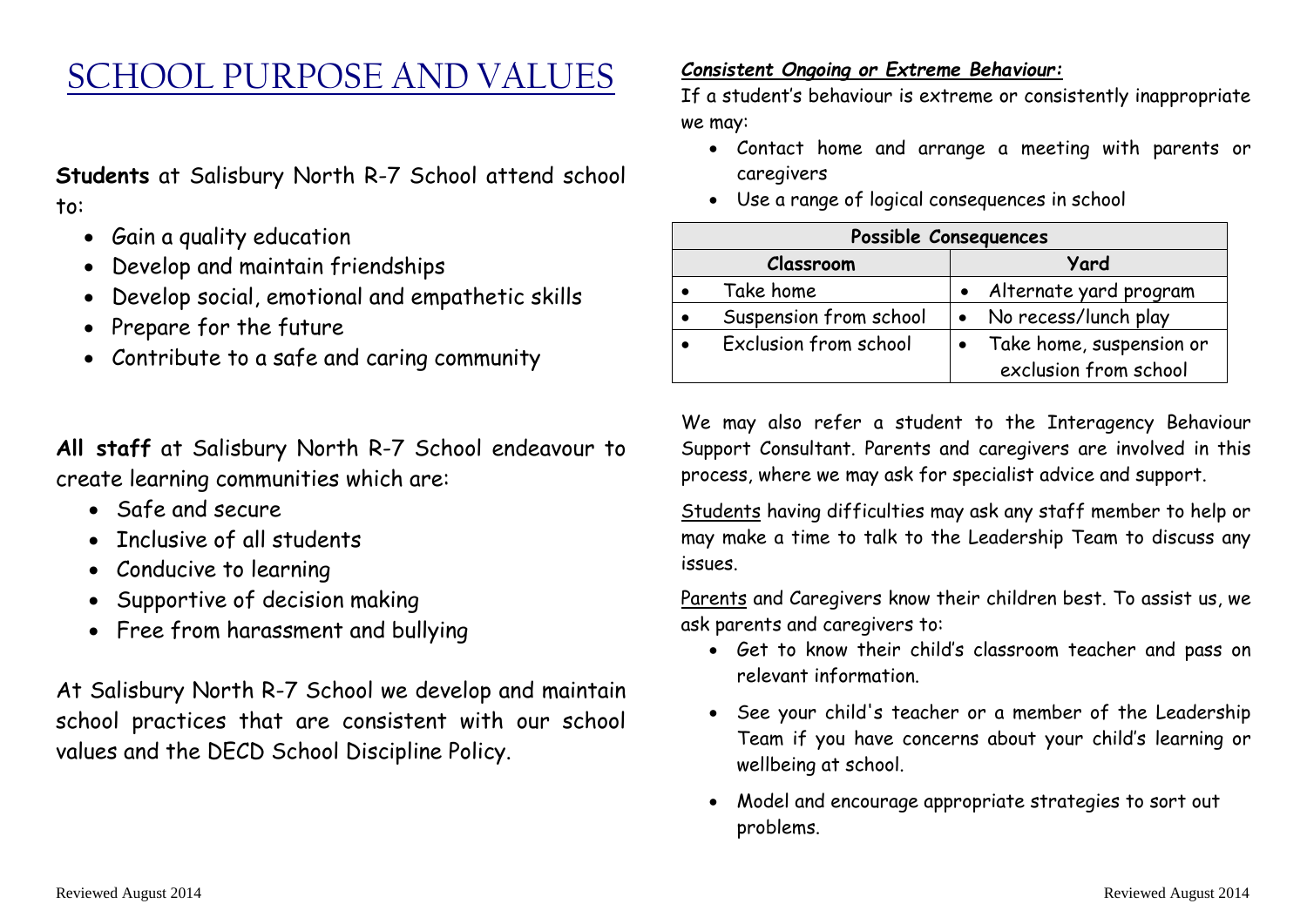# SCHOOL PURPOSE AND VALUES

**Students** at Salisbury North R-7 School attend school to:

- Gain a quality education
- Develop and maintain friendships
- Develop social, emotional and empathetic skills
- Prepare for the future
- Contribute to a safe and caring community

**All staff** at Salisbury North R-7 School endeavour to create learning communities which are:

- Safe and secure
- Inclusive of all students
- Conducive to learning
- Supportive of decision making
- Free from harassment and bullying

At Salisbury North R-7 School we develop and maintain school practices that are consistent with our school values and the DECD School Discipline Policy.

***Consistent Ongoing or Extreme Behaviour:***

If a student's behaviour is extreme or consistently inappropriate we may:

- Contact home and arrange a meeting with parents or caregivers
- Use a range of logical consequences in school

| **Possible Consequences** | |
|---|---|
| **Classroom** | **Yard** |
| • Take home | • Alternate yard program |
| • Suspension from school | • No recess/lunch play |
| • Exclusion from school | • Take home, suspension or exclusion from school |

We may also refer a student to the Interagency Behaviour Support Consultant. Parents and caregivers are involved in this process, where we may ask for specialist advice and support.

Students having difficulties may ask any staff member to help or may make a time to talk to the Leadership Team to discuss any issues.

Parents and Caregivers know their children best. To assist us, we ask parents and caregivers to:

- Get to know their child's classroom teacher and pass on relevant information.
- See your child's teacher or a member of the Leadership Team if you have concerns about your child's learning or wellbeing at school.
- Model and encourage appropriate strategies to sort out problems.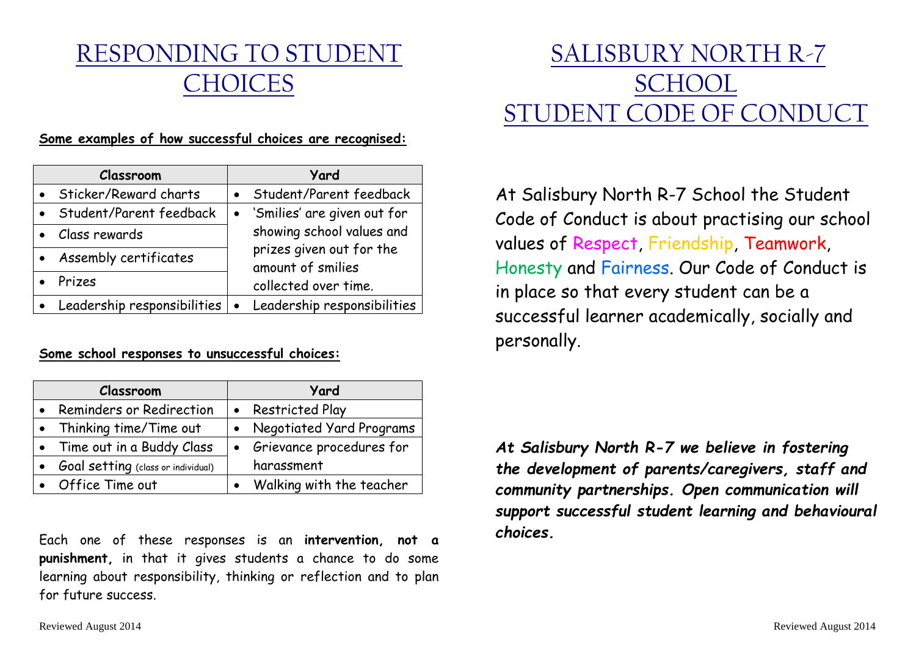# RESPONDING TO STUDENT CHOICES

**Some examples of how successful choices are recognised:**

| Classroom | Yard |
|---|---|
| • Sticker/Reward charts | • Student/Parent feedback |
| • Student/Parent feedback | • 'Smilies' are given out for showing school values and prizes given out for the amount of smilies collected over time. |
| • Class rewards | |
| • Assembly certificates | |
| • Prizes | |
| • Leadership responsibilities | • Leadership responsibilities |

**Some school responses to unsuccessful choices:**

| Classroom | Yard |
|---|---|
| • Reminders or Redirection | • Restricted Play |
| • Thinking time/Time out | • Negotiated Yard Programs |
| • Time out in a Buddy Class | • Grievance procedures for harassment |
| • Goal setting (class or individual) | |
| • Office Time out | • Walking with the teacher |

Each one of these responses is an **intervention, not a punishment,** in that it gives students a chance to do some learning about responsibility, thinking or reflection and to plan for future success.

# SALISBURY NORTH R-7 SCHOOL STUDENT CODE OF CONDUCT

At Salisbury North R-7 School the Student Code of Conduct is about practising our school values of Respect, Friendship, Teamwork, Honesty and Fairness. Our Code of Conduct is in place so that every student can be a successful learner academically, socially and personally.

***At Salisbury North R-7 we believe in fostering the development of parents/caregivers, staff and community partnerships. Open communication will support successful student learning and behavioural choices.***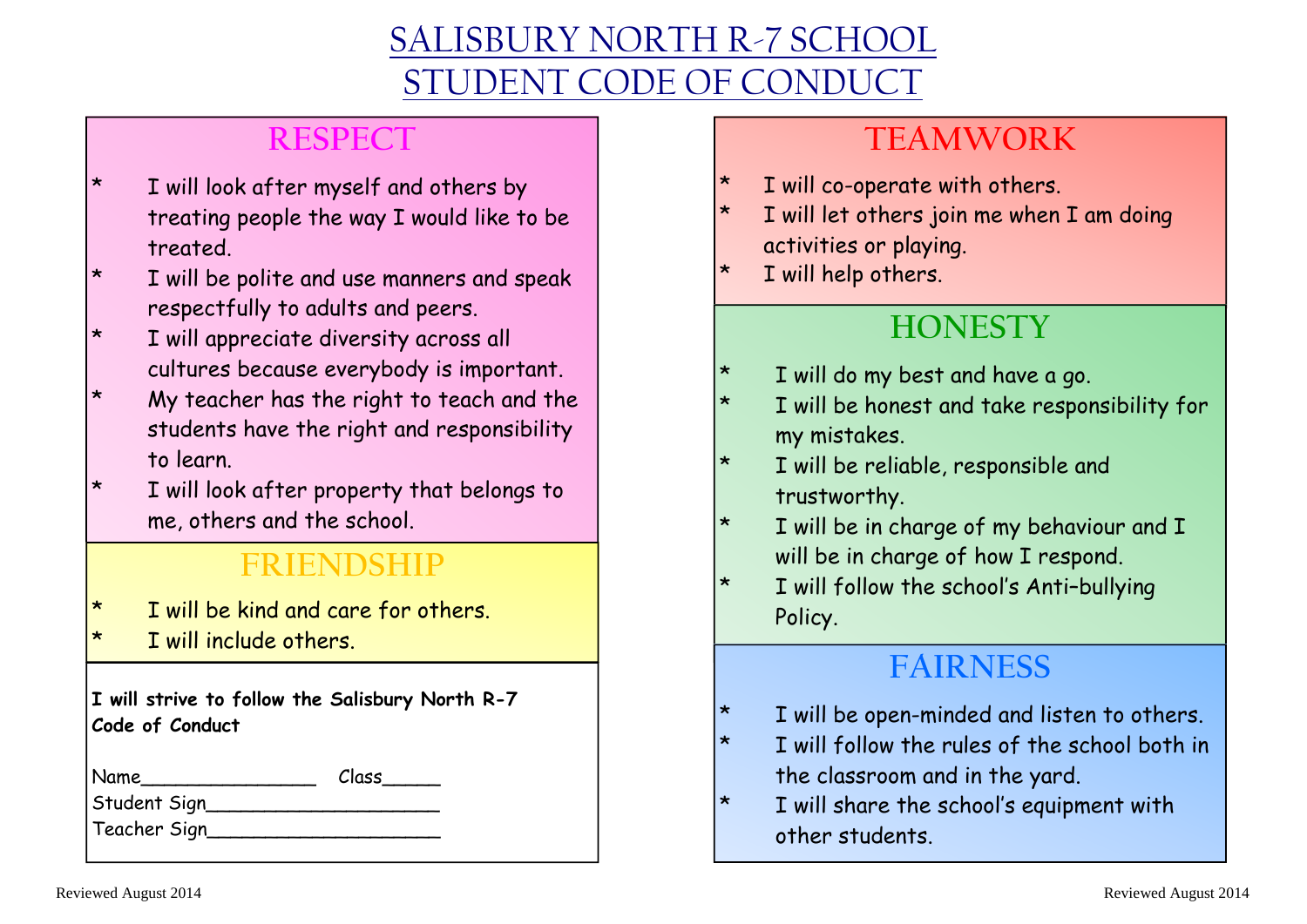# SALISBURY NORTH R-7 SCHOOL
# STUDENT CODE OF CONDUCT

## RESPECT

* I will look after myself and others by treating people the way I would like to be treated.
* I will be polite and use manners and speak respectfully to adults and peers.
* I will appreciate diversity across all cultures because everybody is important.
* My teacher has the right to teach and the students have the right and responsibility to learn.
* I will look after property that belongs to me, others and the school.

## FRIENDSHIP

* I will be kind and care for others.
* I will include others.

**I will strive to follow the Salisbury North R-7 Code of Conduct**

Name_______________ Class_____
Student Sign___________________
Teacher Sign___________________

## TEAMWORK

* I will co-operate with others.
* I will let others join me when I am doing activities or playing.
* I will help others.

## HONESTY

* I will do my best and have a go.
* I will be honest and take responsibility for my mistakes.
* I will be reliable, responsible and trustworthy.
* I will be in charge of my behaviour and I will be in charge of how I respond.
* I will follow the school's Anti–bullying Policy.

## FAIRNESS

* I will be open-minded and listen to others.
* I will follow the rules of the school both in the classroom and in the yard.
* I will share the school's equipment with other students.

Reviewed August 2014